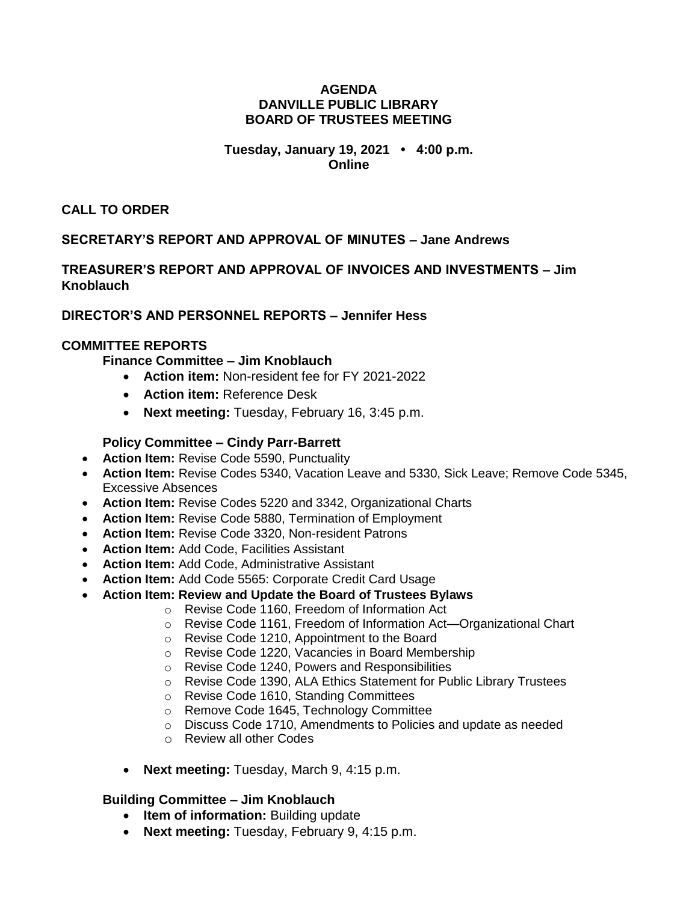**AGENDA**
**DANVILLE PUBLIC LIBRARY**
**BOARD OF TRUSTEES MEETING**

**Tuesday, January 19, 2021 • 4:00 p.m.**
**Online**

## CALL TO ORDER

## SECRETARY'S REPORT AND APPROVAL OF MINUTES – Jane Andrews

## TREASURER'S REPORT AND APPROVAL OF INVOICES AND INVESTMENTS – Jim Knoblauch

## DIRECTOR'S AND PERSONNEL REPORTS – Jennifer Hess

## COMMITTEE REPORTS

### Finance Committee – Jim Knoblauch

- **Action item:** Non-resident fee for FY 2021-2022
- **Action item:** Reference Desk
- **Next meeting:** Tuesday, February 16, 3:45 p.m.

### Policy Committee – Cindy Parr-Barrett

- **Action Item:** Revise Code 5590, Punctuality
- **Action Item:** Revise Codes 5340, Vacation Leave and 5330, Sick Leave; Remove Code 5345, Excessive Absences
- **Action Item:** Revise Codes 5220 and 3342, Organizational Charts
- **Action Item:** Revise Code 5880, Termination of Employment
- **Action Item:** Revise Code 3320, Non-resident Patrons
- **Action Item:** Add Code, Facilities Assistant
- **Action Item:** Add Code, Administrative Assistant
- **Action Item:** Add Code 5565: Corporate Credit Card Usage
- **Action Item: Review and Update the Board of Trustees Bylaws**
  - Revise Code 1160, Freedom of Information Act
  - Revise Code 1161, Freedom of Information Act—Organizational Chart
  - Revise Code 1210, Appointment to the Board
  - Revise Code 1220, Vacancies in Board Membership
  - Revise Code 1240, Powers and Responsibilities
  - Revise Code 1390, ALA Ethics Statement for Public Library Trustees
  - Revise Code 1610, Standing Committees
  - Remove Code 1645, Technology Committee
  - Discuss Code 1710, Amendments to Policies and update as needed
  - Review all other Codes

- **Next meeting:** Tuesday, March 9, 4:15 p.m.

### Building Committee – Jim Knoblauch

- **Item of information:** Building update
- **Next meeting:** Tuesday, February 9, 4:15 p.m.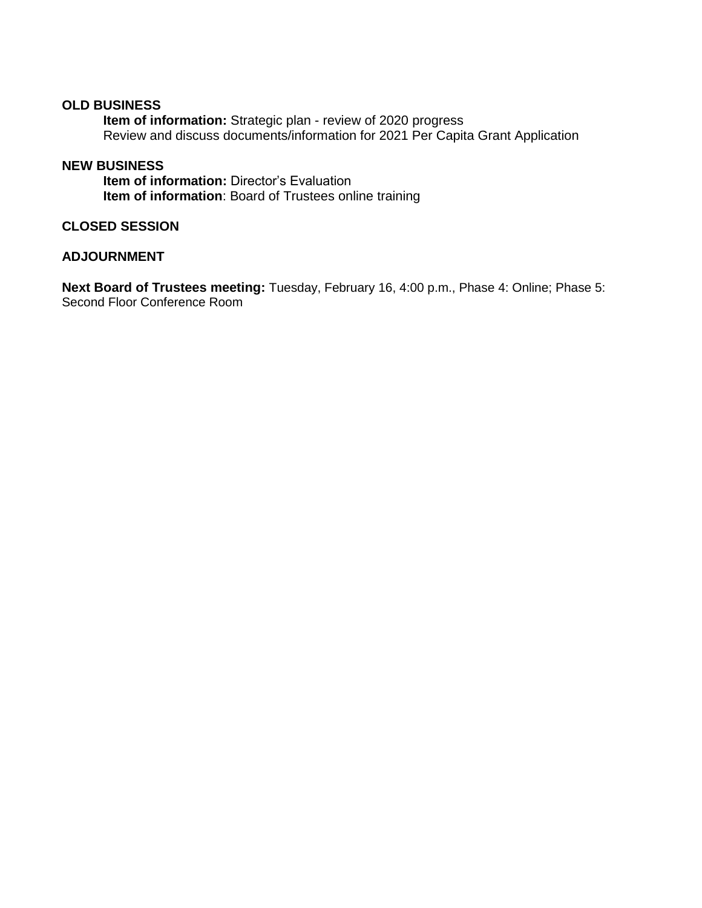**OLD BUSINESS**

**Item of information:** Strategic plan - review of 2020 progress
Review and discuss documents/information for 2021 Per Capita Grant Application

**NEW BUSINESS**

**Item of information:** Director's Evaluation
**Item of information**: Board of Trustees online training

**CLOSED SESSION**

**ADJOURNMENT**

**Next Board of Trustees meeting:** Tuesday, February 16, 4:00 p.m., Phase 4: Online; Phase 5: Second Floor Conference Room